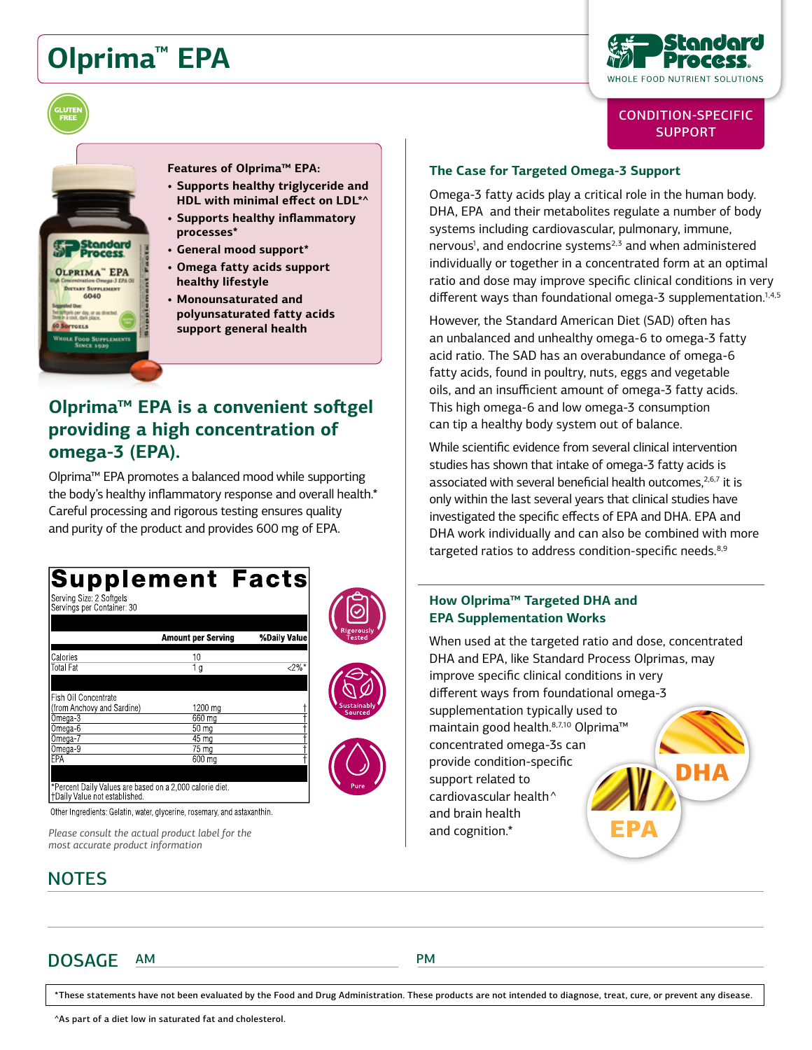# Olprima™ EPA

GLUTEN FREE

CONDITION-SPECIFIC SUPPORT

**Features of Olprima™ EPA:**

- **Supports healthy triglyceride and HDL with minimal effect on LDL*^**
- **Supports healthy inflammatory processes***
- **General mood support***
- **Omega fatty acids support healthy lifestyle**
- **Monounsaturated and polyunsaturated fatty acids support general health**

## Olprima™ EPA is a convenient softgel providing a high concentration of omega-3 (EPA).

Olprima™ EPA promotes a balanced mood while supporting the body's healthy inflammatory response and overall health.* Careful processing and rigorous testing ensures quality and purity of the product and provides 600 mg of EPA.

**Supplement Facts**

Serving Size: 2 Softgels
Servings per Container: 30

| | Amount per Serving | %Daily Value |
|---|---|---|
| Calories | 10 | |
| Total Fat | 1 g | <2%* |
| Fish Oil Concentrate (from Anchovy and Sardine) | 1200 mg | † |
| Omega-3 | 660 mg | † |
| Omega-6 | 50 mg | † |
| Omega-7 | 45 mg | † |
| Omega-9 | 75 mg | † |
| EPA | 600 mg | † |

*Percent Daily Values are based on a 2,000 calorie diet.
†Daily Value not established.

Other Ingredients: Gelatin, water, glycerine, rosemary, and astaxanthin.

Rigorously Tested | Sustainably Sourced | Pure

*Please consult the actual product label for the most accurate product information*

### The Case for Targeted Omega-3 Support

Omega-3 fatty acids play a critical role in the human body. DHA, EPA and their metabolites regulate a number of body systems including cardiovascular, pulmonary, immune, nervous[1], and endocrine systems[2,3] and when administered individually or together in a concentrated form at an optimal ratio and dose may improve specific clinical conditions in very different ways than foundational omega-3 supplementation.[1,4,5]

However, the Standard American Diet (SAD) often has an unbalanced and unhealthy omega-6 to omega-3 fatty acid ratio. The SAD has an overabundance of omega-6 fatty acids, found in poultry, nuts, eggs and vegetable oils, and an insufficient amount of omega-3 fatty acids. This high omega-6 and low omega-3 consumption can tip a healthy body system out of balance.

While scientific evidence from several clinical intervention studies has shown that intake of omega-3 fatty acids is associated with several beneficial health outcomes,[2,6,7] it is only within the last several years that clinical studies have investigated the specific effects of EPA and DHA. EPA and DHA work individually and can also be combined with more targeted ratios to address condition-specific needs.[8,9]

### How Olprima™ Targeted DHA and EPA Supplementation Works

When used at the targeted ratio and dose, concentrated DHA and EPA, like Standard Process Olprimas, may improve specific clinical conditions in very different ways from foundational omega-3 supplementation typically used to maintain good health.[8,7,10] Olprima™ concentrated omega-3s can provide condition-specific support related to cardiovascular health^ and brain health and cognition.*

DHA

EPA

## NOTES

## DOSAGE

AM

PM

*These statements have not been evaluated by the Food and Drug Administration. These products are not intended to diagnose, treat, cure, or prevent any disease.

^As part of a diet low in saturated fat and cholesterol.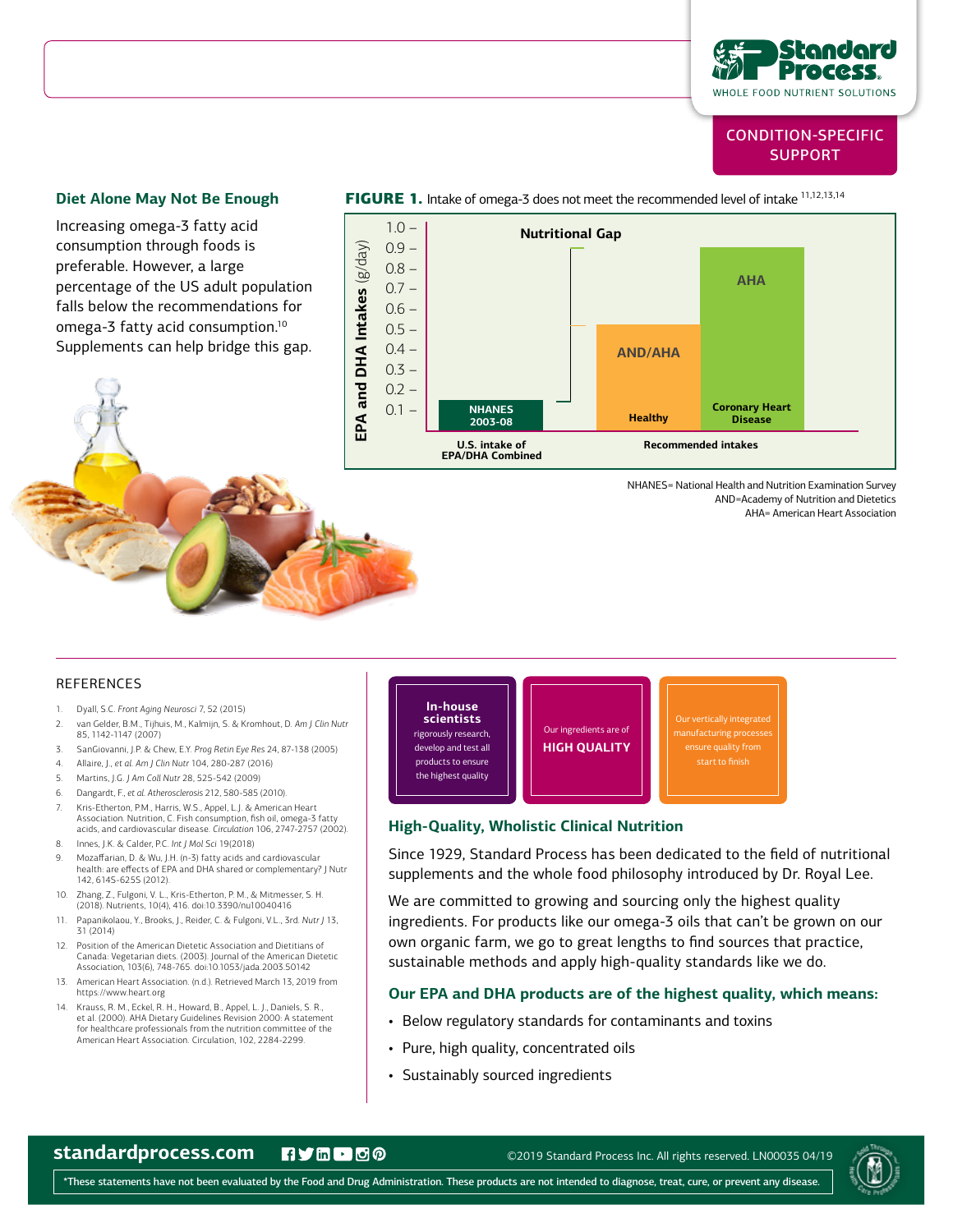CONDITION-SPECIFIC SUPPORT

## Diet Alone May Not Be Enough

Increasing omega-3 fatty acid consumption through foods is preferable. However, a large percentage of the US adult population falls below the recommendations for omega-3 fatty acid consumption.[10] Supplements can help bridge this gap.

**FIGURE 1.** Intake of omega-3 does not meet the recommended level of intake [11,12,13,14]

Nutritional Gap

EPA and DHA Intakes (g/day)

1.0
0.9
0.8
0.7
0.6
0.5
0.4
0.3
0.2
0.1

NHANES 2003-08

AND/AHA

Healthy

AHA

Coronary Heart Disease

U.S. intake of EPA/DHA Combined

Recommended intakes

NHANES= National Health and Nutrition Examination Survey
AND=Academy of Nutrition and Dietetics
AHA= American Heart Association

## REFERENCES

1. Dyall, S.C. *Front Aging Neurosci* 7, 52 (2015)
2. van Gelder, B.M., Tijhuis, M., Kalmijn, S. & Kromhout, D. *Am J Clin Nutr* 85, 1142-1147 (2007)
3. SanGiovanni, J.P. & Chew, E.Y. *Prog Retin Eye Res* 24, 87-138 (2005)
4. Allaire, J., *et al. Am J Clin Nutr* 104, 280-287 (2016)
5. Martins, J.G. *J Am Coll Nutr* 28, 525-542 (2009)
6. Dangardt, F., *et al. Atherosclerosis* 212, 580-585 (2010).
7. Kris-Etherton, P.M., Harris, W.S., Appel, L.J. & American Heart Association. Nutrition, C. Fish consumption, fish oil, omega-3 fatty acids, and cardiovascular disease. *Circulation* 106, 2747-2757 (2002).
8. Innes, J.K. & Calder, P.C. *Int J Mol Sci* 19(2018)
9. Mozaffarian, D. & Wu, J.H. (n-3) fatty acids and cardiovascular health: are effects of EPA and DHA shared or complementary? J Nutr 142, 614S-625S (2012).
10. Zhang, Z., Fulgoni, V. L., Kris-Etherton, P. M., & Mitmesser, S. H. (2018). Nutrients, 10(4), 416. doi:10.3390/nu10040416
11. Papanikolaou, Y., Brooks, J., Reider, C. & Fulgoni, V.L., 3rd. *Nutr J* 13, 31 (2014)
12. Position of the American Dietetic Association and Dietitians of Canada: Vegetarian diets. (2003). Journal of the American Dietetic Association, 103(6), 748-765. doi:10.1053/jada.2003.50142
13. American Heart Association. (n.d.). Retrieved March 13, 2019 from https://www.heart.org
14. Krauss, R. M., Eckel, R. H., Howard, B., Appel, L. J., Daniels, S. R., et al. (2000). AHA Dietary Guidelines Revision 2000: A statement for healthcare professionals from the nutrition committee of the American Heart Association. Circulation, 102, 2284-2299.

**In-house scientists** rigorously research, develop and test all products to ensure the highest quality

Our ingredients are of **HIGH QUALITY**

Our vertically integrated manufacturing processes ensure quality from start to finish

## High-Quality, Wholistic Clinical Nutrition

Since 1929, Standard Process has been dedicated to the field of nutritional supplements and the whole food philosophy introduced by Dr. Royal Lee.

We are committed to growing and sourcing only the highest quality ingredients. For products like our omega-3 oils that can't be grown on our own organic farm, we go to great lengths to find sources that practice, sustainable methods and apply high-quality standards like we do.

### Our EPA and DHA products are of the highest quality, which means:

- Below regulatory standards for contaminants and toxins
- Pure, high quality, concentrated oils
- Sustainably sourced ingredients

**standardprocess.com**

©2019 Standard Process Inc. All rights reserved. LN00035 04/19

*These statements have not been evaluated by the Food and Drug Administration. These products are not intended to diagnose, treat, cure, or prevent any disease.